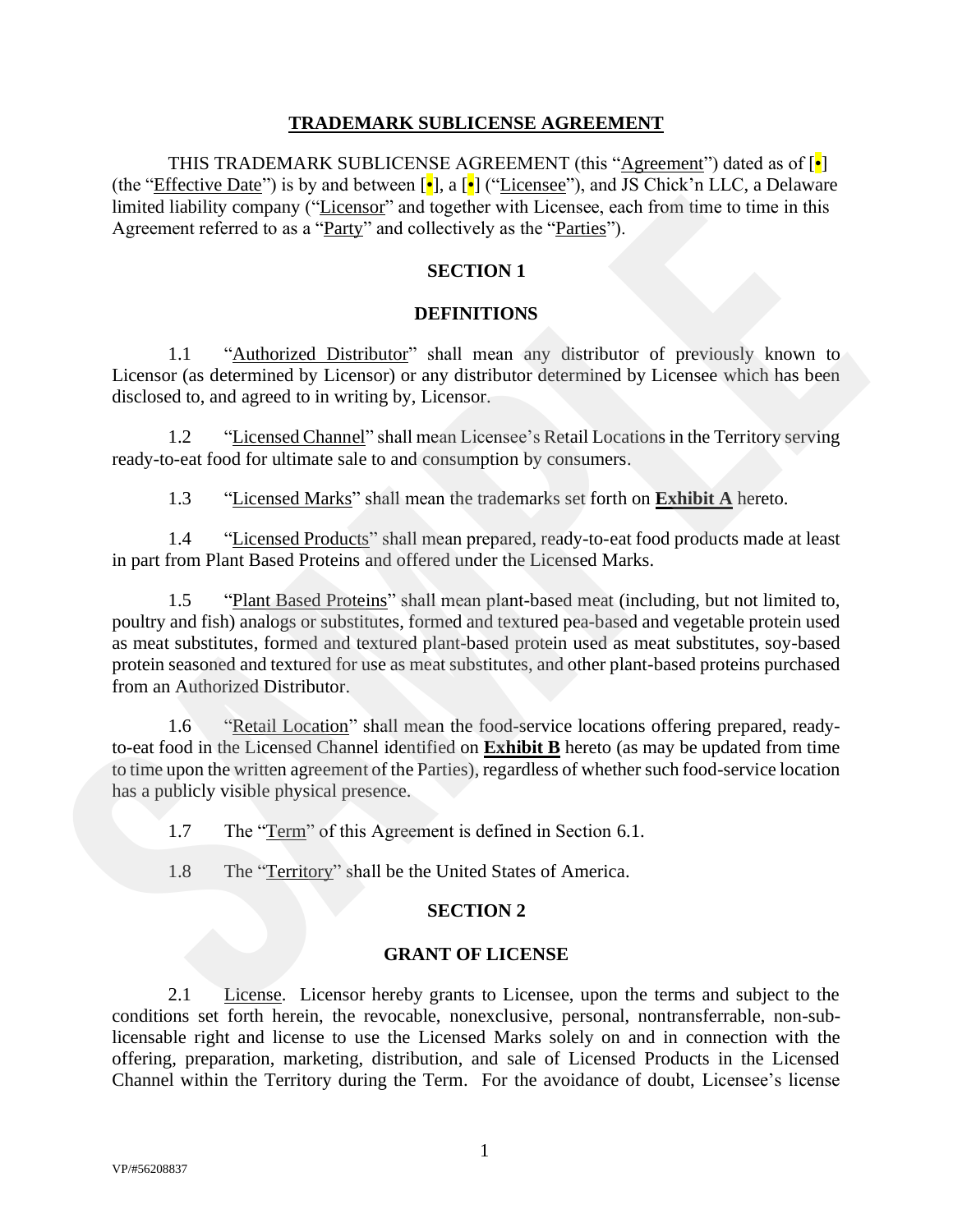# TRADEMARK SUBLICENSE AGREEMENT

THIS TRADEMARK SUBLICENSE AGREEMENT (this "Agreement") dated as of [•] (the "Effective Date") is by and between [•], a [•] ("Licensee"), and JS Chick'n LLC, a Delaware limited liability company ("Licensor" and together with Licensee, each from time to time in this Agreement referred to as a "Party" and collectively as the "Parties").

## SECTION 1

## DEFINITIONS

1.1 "Authorized Distributor" shall mean any distributor of previously known to Licensor (as determined by Licensor) or any distributor determined by Licensee which has been disclosed to, and agreed to in writing by, Licensor.

1.2 "Licensed Channel" shall mean Licensee's Retail Locations in the Territory serving ready-to-eat food for ultimate sale to and consumption by consumers.

1.3 "Licensed Marks" shall mean the trademarks set forth on **Exhibit A** hereto.

1.4 "Licensed Products" shall mean prepared, ready-to-eat food products made at least in part from Plant Based Proteins and offered under the Licensed Marks.

1.5 "Plant Based Proteins" shall mean plant-based meat (including, but not limited to, poultry and fish) analogs or substitutes, formed and textured pea-based and vegetable protein used as meat substitutes, formed and textured plant-based protein used as meat substitutes, soy-based protein seasoned and textured for use as meat substitutes, and other plant-based proteins purchased from an Authorized Distributor.

1.6 "Retail Location" shall mean the food-service locations offering prepared, ready-to-eat food in the Licensed Channel identified on **Exhibit B** hereto (as may be updated from time to time upon the written agreement of the Parties), regardless of whether such food-service location has a publicly visible physical presence.

1.7 The "Term" of this Agreement is defined in Section 6.1.

1.8 The "Territory" shall be the United States of America.

## SECTION 2

## GRANT OF LICENSE

2.1 License. Licensor hereby grants to Licensee, upon the terms and subject to the conditions set forth herein, the revocable, nonexclusive, personal, nontransferrable, non-sub-licensable right and license to use the Licensed Marks solely on and in connection with the offering, preparation, marketing, distribution, and sale of Licensed Products in the Licensed Channel within the Territory during the Term. For the avoidance of doubt, Licensee's license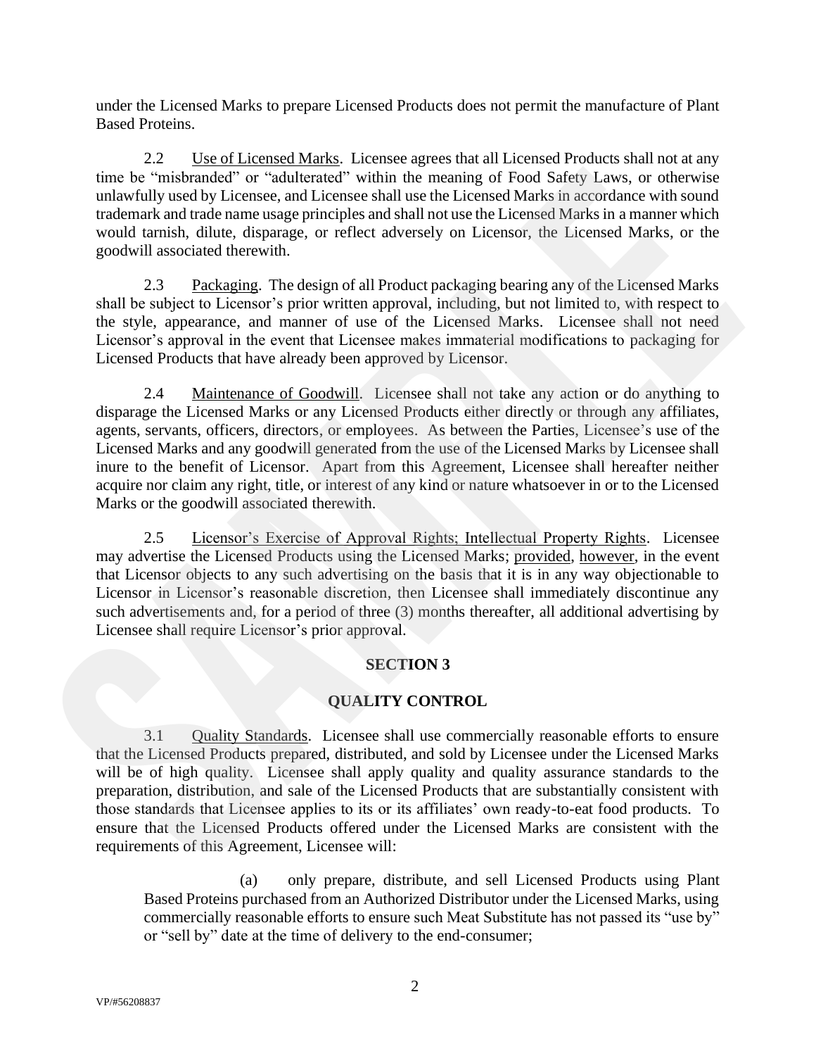under the Licensed Marks to prepare Licensed Products does not permit the manufacture of Plant Based Proteins.

2.2 Use of Licensed Marks. Licensee agrees that all Licensed Products shall not at any time be "misbranded" or "adulterated" within the meaning of Food Safety Laws, or otherwise unlawfully used by Licensee, and Licensee shall use the Licensed Marks in accordance with sound trademark and trade name usage principles and shall not use the Licensed Marks in a manner which would tarnish, dilute, disparage, or reflect adversely on Licensor, the Licensed Marks, or the goodwill associated therewith.

2.3 Packaging. The design of all Product packaging bearing any of the Licensed Marks shall be subject to Licensor's prior written approval, including, but not limited to, with respect to the style, appearance, and manner of use of the Licensed Marks. Licensee shall not need Licensor's approval in the event that Licensee makes immaterial modifications to packaging for Licensed Products that have already been approved by Licensor.

2.4 Maintenance of Goodwill. Licensee shall not take any action or do anything to disparage the Licensed Marks or any Licensed Products either directly or through any affiliates, agents, servants, officers, directors, or employees. As between the Parties, Licensee's use of the Licensed Marks and any goodwill generated from the use of the Licensed Marks by Licensee shall inure to the benefit of Licensor. Apart from this Agreement, Licensee shall hereafter neither acquire nor claim any right, title, or interest of any kind or nature whatsoever in or to the Licensed Marks or the goodwill associated therewith.

2.5 Licensor's Exercise of Approval Rights; Intellectual Property Rights. Licensee may advertise the Licensed Products using the Licensed Marks; provided, however, in the event that Licensor objects to any such advertising on the basis that it is in any way objectionable to Licensor in Licensor's reasonable discretion, then Licensee shall immediately discontinue any such advertisements and, for a period of three (3) months thereafter, all additional advertising by Licensee shall require Licensor's prior approval.

## SECTION 3

## QUALITY CONTROL

3.1 Quality Standards. Licensee shall use commercially reasonable efforts to ensure that the Licensed Products prepared, distributed, and sold by Licensee under the Licensed Marks will be of high quality. Licensee shall apply quality and quality assurance standards to the preparation, distribution, and sale of the Licensed Products that are substantially consistent with those standards that Licensee applies to its or its affiliates' own ready-to-eat food products. To ensure that the Licensed Products offered under the Licensed Marks are consistent with the requirements of this Agreement, Licensee will:

(a) only prepare, distribute, and sell Licensed Products using Plant Based Proteins purchased from an Authorized Distributor under the Licensed Marks, using commercially reasonable efforts to ensure such Meat Substitute has not passed its "use by" or "sell by" date at the time of delivery to the end-consumer;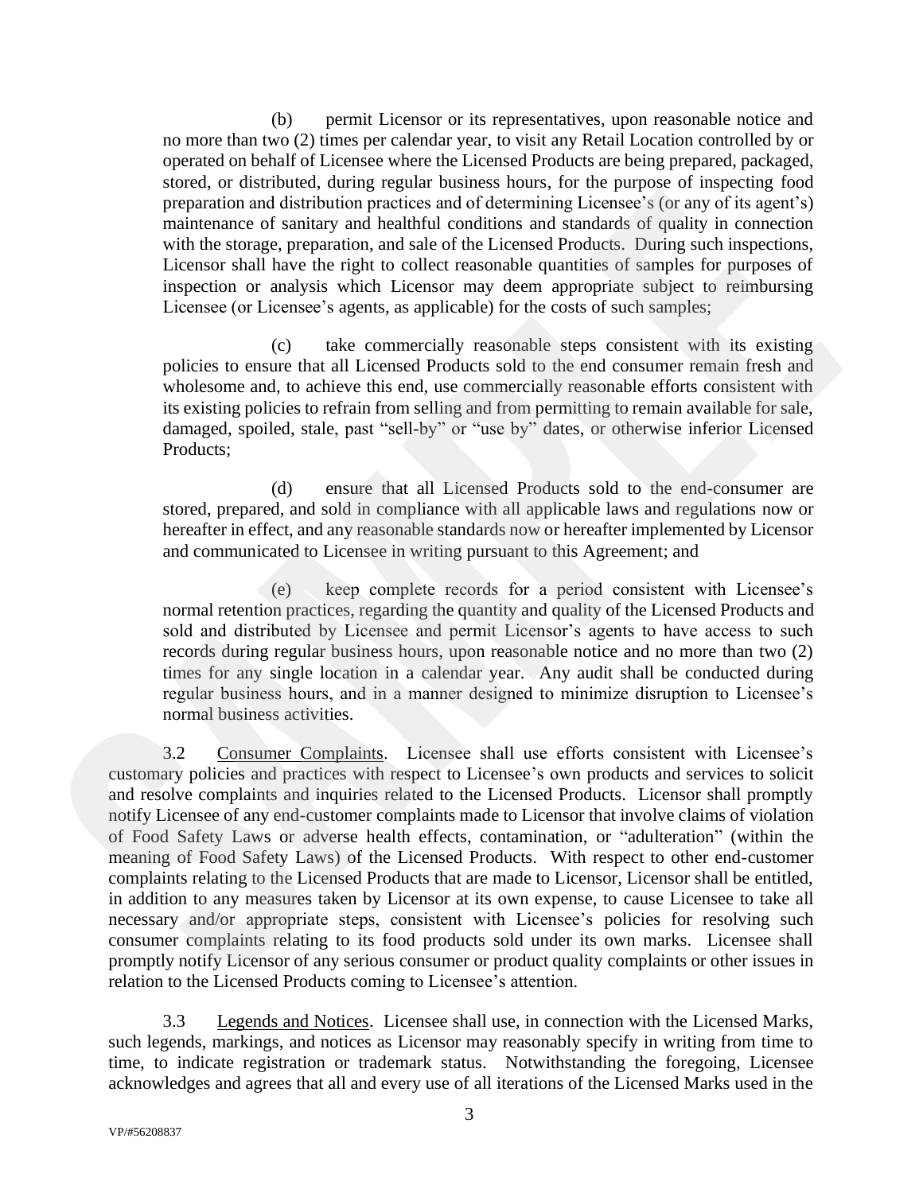(b) permit Licensor or its representatives, upon reasonable notice and no more than two (2) times per calendar year, to visit any Retail Location controlled by or operated on behalf of Licensee where the Licensed Products are being prepared, packaged, stored, or distributed, during regular business hours, for the purpose of inspecting food preparation and distribution practices and of determining Licensee's (or any of its agent's) maintenance of sanitary and healthful conditions and standards of quality in connection with the storage, preparation, and sale of the Licensed Products. During such inspections, Licensor shall have the right to collect reasonable quantities of samples for purposes of inspection or analysis which Licensor may deem appropriate subject to reimbursing Licensee (or Licensee's agents, as applicable) for the costs of such samples;

(c) take commercially reasonable steps consistent with its existing policies to ensure that all Licensed Products sold to the end consumer remain fresh and wholesome and, to achieve this end, use commercially reasonable efforts consistent with its existing policies to refrain from selling and from permitting to remain available for sale, damaged, spoiled, stale, past "sell-by" or "use by" dates, or otherwise inferior Licensed Products;

(d) ensure that all Licensed Products sold to the end-consumer are stored, prepared, and sold in compliance with all applicable laws and regulations now or hereafter in effect, and any reasonable standards now or hereafter implemented by Licensor and communicated to Licensee in writing pursuant to this Agreement; and

(e) keep complete records for a period consistent with Licensee's normal retention practices, regarding the quantity and quality of the Licensed Products and sold and distributed by Licensee and permit Licensor's agents to have access to such records during regular business hours, upon reasonable notice and no more than two (2) times for any single location in a calendar year. Any audit shall be conducted during regular business hours, and in a manner designed to minimize disruption to Licensee's normal business activities.

3.2 Consumer Complaints. Licensee shall use efforts consistent with Licensee's customary policies and practices with respect to Licensee's own products and services to solicit and resolve complaints and inquiries related to the Licensed Products. Licensor shall promptly notify Licensee of any end-customer complaints made to Licensor that involve claims of violation of Food Safety Laws or adverse health effects, contamination, or "adulteration" (within the meaning of Food Safety Laws) of the Licensed Products. With respect to other end-customer complaints relating to the Licensed Products that are made to Licensor, Licensor shall be entitled, in addition to any measures taken by Licensor at its own expense, to cause Licensee to take all necessary and/or appropriate steps, consistent with Licensee's policies for resolving such consumer complaints relating to its food products sold under its own marks. Licensee shall promptly notify Licensor of any serious consumer or product quality complaints or other issues in relation to the Licensed Products coming to Licensee's attention.

3.3 Legends and Notices. Licensee shall use, in connection with the Licensed Marks, such legends, markings, and notices as Licensor may reasonably specify in writing from time to time, to indicate registration or trademark status. Notwithstanding the foregoing, Licensee acknowledges and agrees that all and every use of all iterations of the Licensed Marks used in the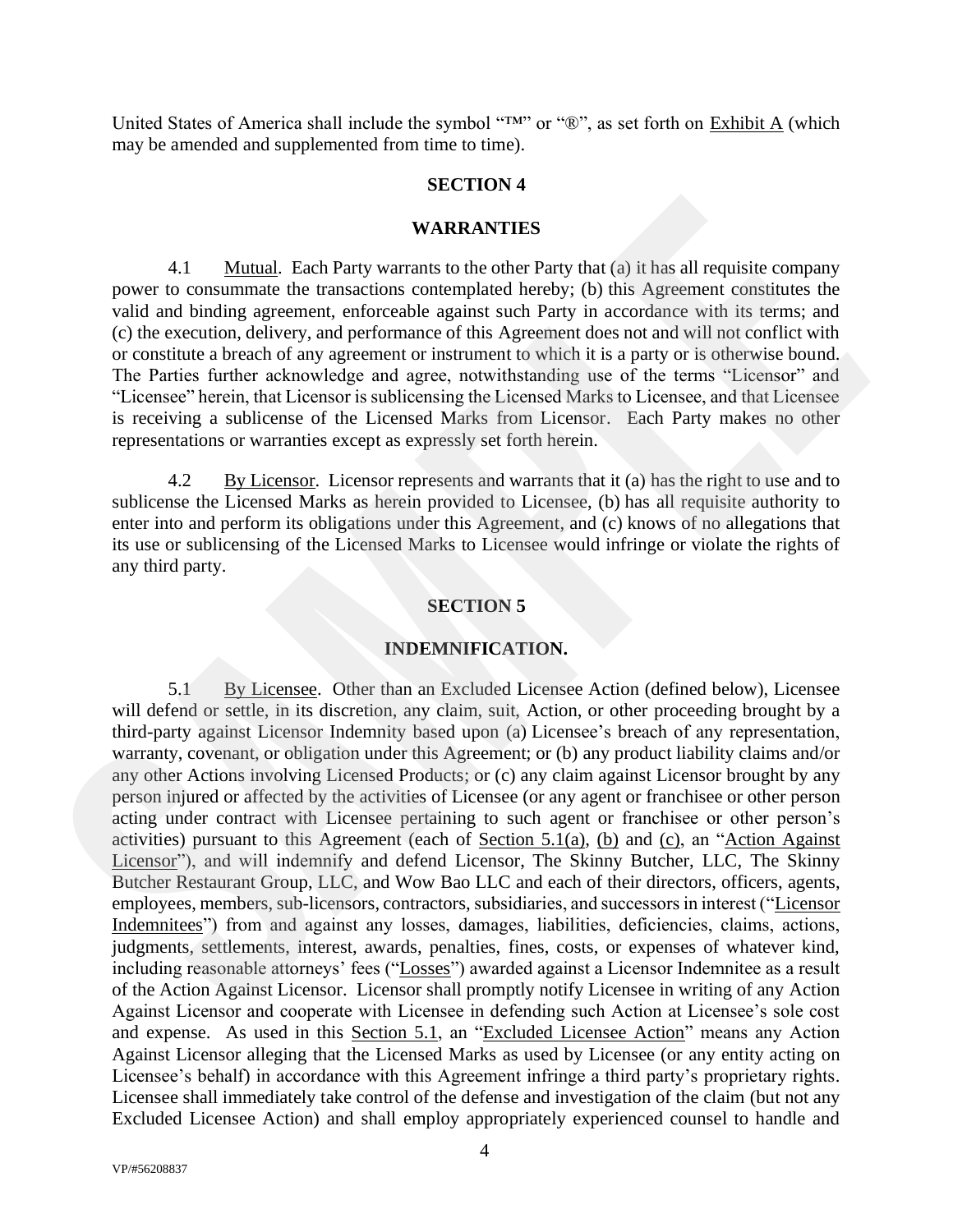United States of America shall include the symbol "™" or "®", as set forth on Exhibit A (which may be amended and supplemented from time to time).

## SECTION 4

## WARRANTIES

4.1 Mutual. Each Party warrants to the other Party that (a) it has all requisite company power to consummate the transactions contemplated hereby; (b) this Agreement constitutes the valid and binding agreement, enforceable against such Party in accordance with its terms; and (c) the execution, delivery, and performance of this Agreement does not and will not conflict with or constitute a breach of any agreement or instrument to which it is a party or is otherwise bound. The Parties further acknowledge and agree, notwithstanding use of the terms "Licensor" and "Licensee" herein, that Licensor is sublicensing the Licensed Marks to Licensee, and that Licensee is receiving a sublicense of the Licensed Marks from Licensor. Each Party makes no other representations or warranties except as expressly set forth herein.

4.2 By Licensor. Licensor represents and warrants that it (a) has the right to use and to sublicense the Licensed Marks as herein provided to Licensee, (b) has all requisite authority to enter into and perform its obligations under this Agreement, and (c) knows of no allegations that its use or sublicensing of the Licensed Marks to Licensee would infringe or violate the rights of any third party.

## SECTION 5

## INDEMNIFICATION.

5.1 By Licensee. Other than an Excluded Licensee Action (defined below), Licensee will defend or settle, in its discretion, any claim, suit, Action, or other proceeding brought by a third-party against Licensor Indemnity based upon (a) Licensee's breach of any representation, warranty, covenant, or obligation under this Agreement; or (b) any product liability claims and/or any other Actions involving Licensed Products; or (c) any claim against Licensor brought by any person injured or affected by the activities of Licensee (or any agent or franchisee or other person acting under contract with Licensee pertaining to such agent or franchisee or other person's activities) pursuant to this Agreement (each of Section 5.1(a), (b) and (c), an "Action Against Licensor"), and will indemnify and defend Licensor, The Skinny Butcher, LLC, The Skinny Butcher Restaurant Group, LLC, and Wow Bao LLC and each of their directors, officers, agents, employees, members, sub-licensors, contractors, subsidiaries, and successors in interest ("Licensor Indemnitees") from and against any losses, damages, liabilities, deficiencies, claims, actions, judgments, settlements, interest, awards, penalties, fines, costs, or expenses of whatever kind, including reasonable attorneys' fees ("Losses") awarded against a Licensor Indemnitee as a result of the Action Against Licensor. Licensor shall promptly notify Licensee in writing of any Action Against Licensor and cooperate with Licensee in defending such Action at Licensee's sole cost and expense. As used in this Section 5.1, an "Excluded Licensee Action" means any Action Against Licensor alleging that the Licensed Marks as used by Licensee (or any entity acting on Licensee's behalf) in accordance with this Agreement infringe a third party's proprietary rights. Licensee shall immediately take control of the defense and investigation of the claim (but not any Excluded Licensee Action) and shall employ appropriately experienced counsel to handle and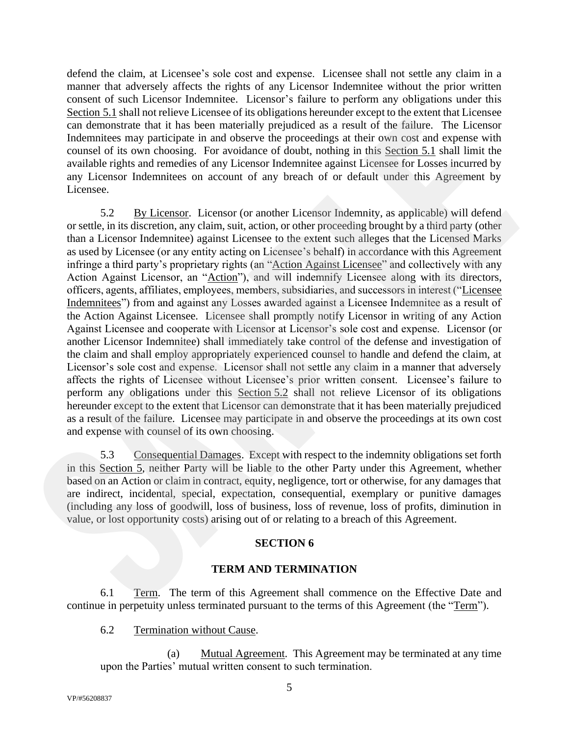defend the claim, at Licensee's sole cost and expense. Licensee shall not settle any claim in a manner that adversely affects the rights of any Licensor Indemnitee without the prior written consent of such Licensor Indemnitee. Licensor's failure to perform any obligations under this Section 5.1 shall not relieve Licensee of its obligations hereunder except to the extent that Licensee can demonstrate that it has been materially prejudiced as a result of the failure. The Licensor Indemnitees may participate in and observe the proceedings at their own cost and expense with counsel of its own choosing. For avoidance of doubt, nothing in this Section 5.1 shall limit the available rights and remedies of any Licensor Indemnitee against Licensee for Losses incurred by any Licensor Indemnitees on account of any breach of or default under this Agreement by Licensee.

5.2 By Licensor. Licensor (or another Licensor Indemnity, as applicable) will defend or settle, in its discretion, any claim, suit, action, or other proceeding brought by a third party (other than a Licensor Indemnitee) against Licensee to the extent such alleges that the Licensed Marks as used by Licensee (or any entity acting on Licensee's behalf) in accordance with this Agreement infringe a third party's proprietary rights (an "Action Against Licensee" and collectively with any Action Against Licensor, an "Action"), and will indemnify Licensee along with its directors, officers, agents, affiliates, employees, members, subsidiaries, and successors in interest ("Licensee Indemnitees") from and against any Losses awarded against a Licensee Indemnitee as a result of the Action Against Licensee. Licensee shall promptly notify Licensor in writing of any Action Against Licensee and cooperate with Licensor at Licensor's sole cost and expense. Licensor (or another Licensor Indemnitee) shall immediately take control of the defense and investigation of the claim and shall employ appropriately experienced counsel to handle and defend the claim, at Licensor's sole cost and expense. Licensor shall not settle any claim in a manner that adversely affects the rights of Licensee without Licensee's prior written consent. Licensee's failure to perform any obligations under this Section 5.2 shall not relieve Licensor of its obligations hereunder except to the extent that Licensor can demonstrate that it has been materially prejudiced as a result of the failure. Licensee may participate in and observe the proceedings at its own cost and expense with counsel of its own choosing.

5.3 Consequential Damages. Except with respect to the indemnity obligations set forth in this Section 5, neither Party will be liable to the other Party under this Agreement, whether based on an Action or claim in contract, equity, negligence, tort or otherwise, for any damages that are indirect, incidental, special, expectation, consequential, exemplary or punitive damages (including any loss of goodwill, loss of business, loss of revenue, loss of profits, diminution in value, or lost opportunity costs) arising out of or relating to a breach of this Agreement.

## SECTION 6

## TERM AND TERMINATION

6.1 Term. The term of this Agreement shall commence on the Effective Date and continue in perpetuity unless terminated pursuant to the terms of this Agreement (the "Term").

6.2 Termination without Cause.

(a) Mutual Agreement. This Agreement may be terminated at any time upon the Parties' mutual written consent to such termination.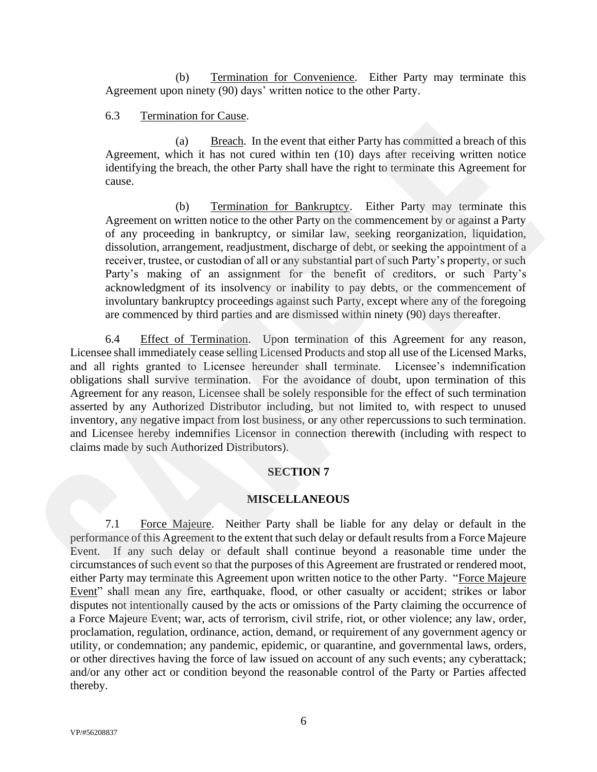(b) Termination for Convenience. Either Party may terminate this Agreement upon ninety (90) days' written notice to the other Party.

6.3 Termination for Cause.

(a) Breach. In the event that either Party has committed a breach of this Agreement, which it has not cured within ten (10) days after receiving written notice identifying the breach, the other Party shall have the right to terminate this Agreement for cause.

(b) Termination for Bankruptcy. Either Party may terminate this Agreement on written notice to the other Party on the commencement by or against a Party of any proceeding in bankruptcy, or similar law, seeking reorganization, liquidation, dissolution, arrangement, readjustment, discharge of debt, or seeking the appointment of a receiver, trustee, or custodian of all or any substantial part of such Party's property, or such Party's making of an assignment for the benefit of creditors, or such Party's acknowledgment of its insolvency or inability to pay debts, or the commencement of involuntary bankruptcy proceedings against such Party, except where any of the foregoing are commenced by third parties and are dismissed within ninety (90) days thereafter.

6.4 Effect of Termination. Upon termination of this Agreement for any reason, Licensee shall immediately cease selling Licensed Products and stop all use of the Licensed Marks, and all rights granted to Licensee hereunder shall terminate. Licensee's indemnification obligations shall survive termination. For the avoidance of doubt, upon termination of this Agreement for any reason, Licensee shall be solely responsible for the effect of such termination asserted by any Authorized Distributor including, but not limited to, with respect to unused inventory, any negative impact from lost business, or any other repercussions to such termination. and Licensee hereby indemnifies Licensor in connection therewith (including with respect to claims made by such Authorized Distributors).

## SECTION 7

## MISCELLANEOUS

7.1 Force Majeure. Neither Party shall be liable for any delay or default in the performance of this Agreement to the extent that such delay or default results from a Force Majeure Event. If any such delay or default shall continue beyond a reasonable time under the circumstances of such event so that the purposes of this Agreement are frustrated or rendered moot, either Party may terminate this Agreement upon written notice to the other Party. "Force Majeure Event" shall mean any fire, earthquake, flood, or other casualty or accident; strikes or labor disputes not intentionally caused by the acts or omissions of the Party claiming the occurrence of a Force Majeure Event; war, acts of terrorism, civil strife, riot, or other violence; any law, order, proclamation, regulation, ordinance, action, demand, or requirement of any government agency or utility, or condemnation; any pandemic, epidemic, or quarantine, and governmental laws, orders, or other directives having the force of law issued on account of any such events; any cyberattack; and/or any other act or condition beyond the reasonable control of the Party or Parties affected thereby.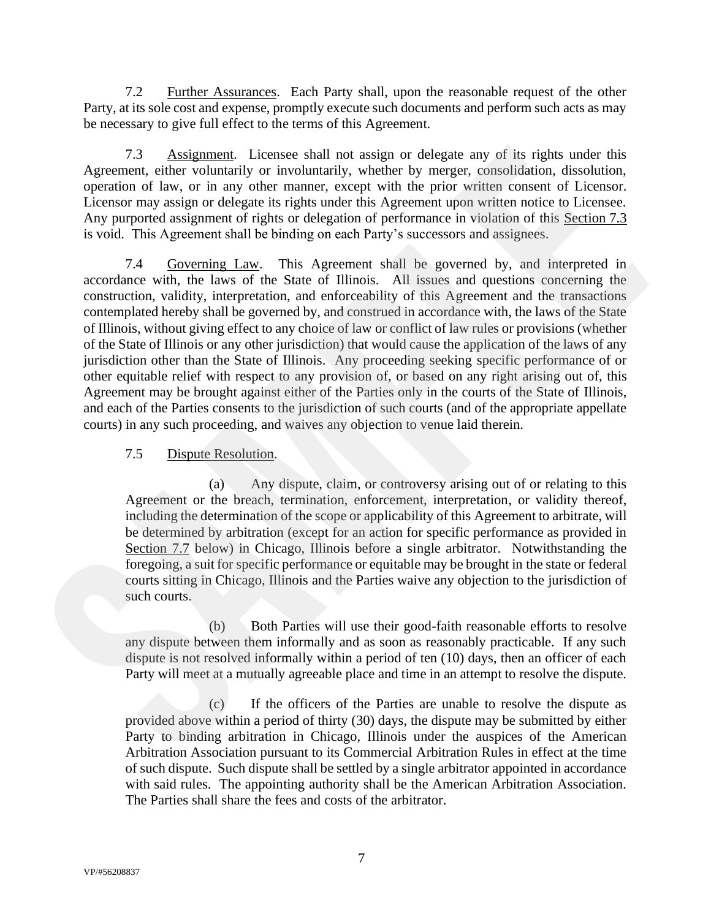7.2 Further Assurances. Each Party shall, upon the reasonable request of the other Party, at its sole cost and expense, promptly execute such documents and perform such acts as may be necessary to give full effect to the terms of this Agreement.

7.3 Assignment. Licensee shall not assign or delegate any of its rights under this Agreement, either voluntarily or involuntarily, whether by merger, consolidation, dissolution, operation of law, or in any other manner, except with the prior written consent of Licensor. Licensor may assign or delegate its rights under this Agreement upon written notice to Licensee. Any purported assignment of rights or delegation of performance in violation of this Section 7.3 is void. This Agreement shall be binding on each Party's successors and assignees.

7.4 Governing Law. This Agreement shall be governed by, and interpreted in accordance with, the laws of the State of Illinois. All issues and questions concerning the construction, validity, interpretation, and enforceability of this Agreement and the transactions contemplated hereby shall be governed by, and construed in accordance with, the laws of the State of Illinois, without giving effect to any choice of law or conflict of law rules or provisions (whether of the State of Illinois or any other jurisdiction) that would cause the application of the laws of any jurisdiction other than the State of Illinois. Any proceeding seeking specific performance of or other equitable relief with respect to any provision of, or based on any right arising out of, this Agreement may be brought against either of the Parties only in the courts of the State of Illinois, and each of the Parties consents to the jurisdiction of such courts (and of the appropriate appellate courts) in any such proceeding, and waives any objection to venue laid therein.

7.5 Dispute Resolution.

(a) Any dispute, claim, or controversy arising out of or relating to this Agreement or the breach, termination, enforcement, interpretation, or validity thereof, including the determination of the scope or applicability of this Agreement to arbitrate, will be determined by arbitration (except for an action for specific performance as provided in Section 7.7 below) in Chicago, Illinois before a single arbitrator. Notwithstanding the foregoing, a suit for specific performance or equitable may be brought in the state or federal courts sitting in Chicago, Illinois and the Parties waive any objection to the jurisdiction of such courts.

(b) Both Parties will use their good-faith reasonable efforts to resolve any dispute between them informally and as soon as reasonably practicable. If any such dispute is not resolved informally within a period of ten (10) days, then an officer of each Party will meet at a mutually agreeable place and time in an attempt to resolve the dispute.

(c) If the officers of the Parties are unable to resolve the dispute as provided above within a period of thirty (30) days, the dispute may be submitted by either Party to binding arbitration in Chicago, Illinois under the auspices of the American Arbitration Association pursuant to its Commercial Arbitration Rules in effect at the time of such dispute. Such dispute shall be settled by a single arbitrator appointed in accordance with said rules. The appointing authority shall be the American Arbitration Association. The Parties shall share the fees and costs of the arbitrator.

VP/#56208837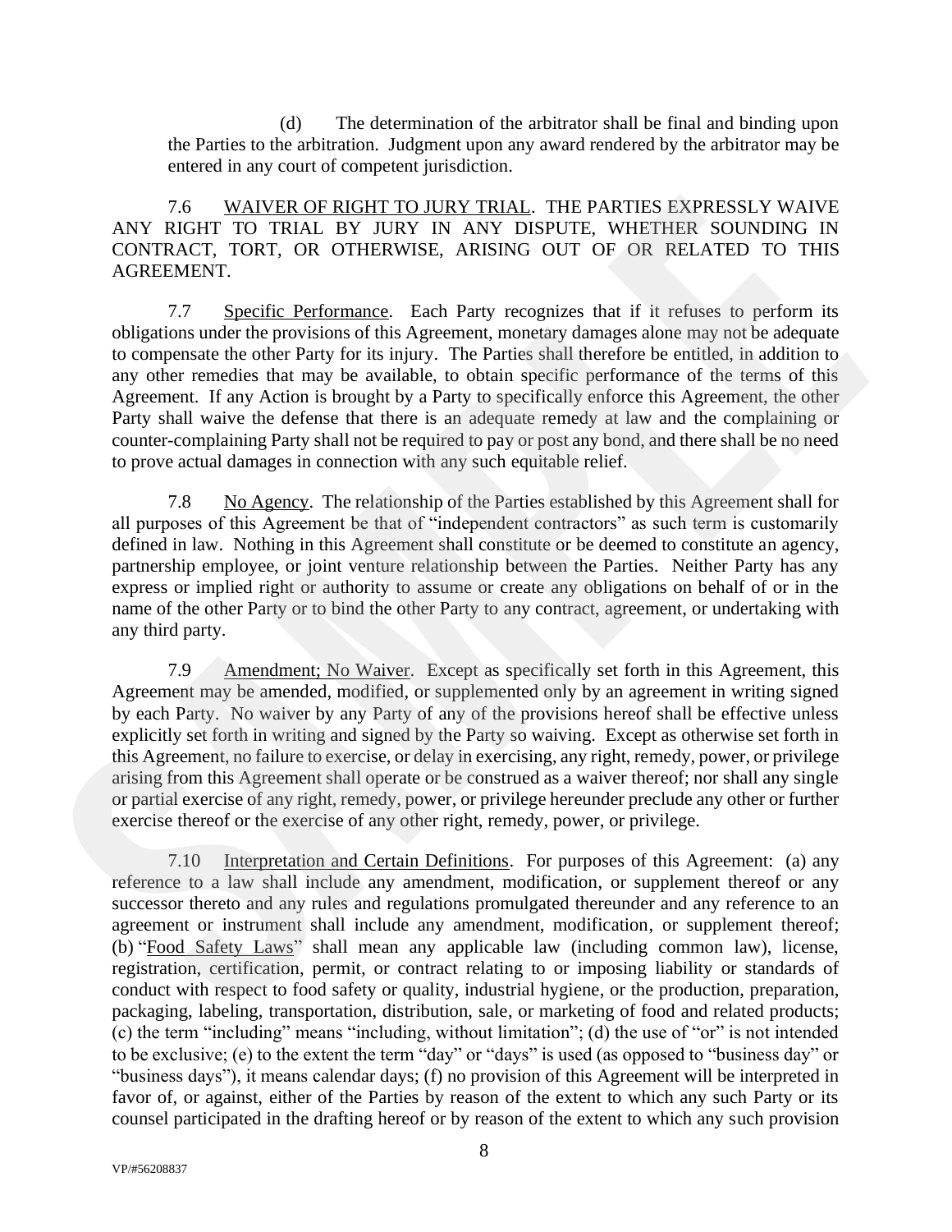(d) The determination of the arbitrator shall be final and binding upon the Parties to the arbitration. Judgment upon any award rendered by the arbitrator may be entered in any court of competent jurisdiction.

7.6 WAIVER OF RIGHT TO JURY TRIAL. THE PARTIES EXPRESSLY WAIVE ANY RIGHT TO TRIAL BY JURY IN ANY DISPUTE, WHETHER SOUNDING IN CONTRACT, TORT, OR OTHERWISE, ARISING OUT OF OR RELATED TO THIS AGREEMENT.

7.7 Specific Performance. Each Party recognizes that if it refuses to perform its obligations under the provisions of this Agreement, monetary damages alone may not be adequate to compensate the other Party for its injury. The Parties shall therefore be entitled, in addition to any other remedies that may be available, to obtain specific performance of the terms of this Agreement. If any Action is brought by a Party to specifically enforce this Agreement, the other Party shall waive the defense that there is an adequate remedy at law and the complaining or counter-complaining Party shall not be required to pay or post any bond, and there shall be no need to prove actual damages in connection with any such equitable relief.

7.8 No Agency. The relationship of the Parties established by this Agreement shall for all purposes of this Agreement be that of "independent contractors" as such term is customarily defined in law. Nothing in this Agreement shall constitute or be deemed to constitute an agency, partnership employee, or joint venture relationship between the Parties. Neither Party has any express or implied right or authority to assume or create any obligations on behalf of or in the name of the other Party or to bind the other Party to any contract, agreement, or undertaking with any third party.

7.9 Amendment; No Waiver. Except as specifically set forth in this Agreement, this Agreement may be amended, modified, or supplemented only by an agreement in writing signed by each Party. No waiver by any Party of any of the provisions hereof shall be effective unless explicitly set forth in writing and signed by the Party so waiving. Except as otherwise set forth in this Agreement, no failure to exercise, or delay in exercising, any right, remedy, power, or privilege arising from this Agreement shall operate or be construed as a waiver thereof; nor shall any single or partial exercise of any right, remedy, power, or privilege hereunder preclude any other or further exercise thereof or the exercise of any other right, remedy, power, or privilege.

7.10 Interpretation and Certain Definitions. For purposes of this Agreement: (a) any reference to a law shall include any amendment, modification, or supplement thereof or any successor thereto and any rules and regulations promulgated thereunder and any reference to an agreement or instrument shall include any amendment, modification, or supplement thereof; (b) "Food Safety Laws" shall mean any applicable law (including common law), license, registration, certification, permit, or contract relating to or imposing liability or standards of conduct with respect to food safety or quality, industrial hygiene, or the production, preparation, packaging, labeling, transportation, distribution, sale, or marketing of food and related products; (c) the term "including" means "including, without limitation"; (d) the use of "or" is not intended to be exclusive; (e) to the extent the term "day" or "days" is used (as opposed to "business day" or "business days"), it means calendar days; (f) no provision of this Agreement will be interpreted in favor of, or against, either of the Parties by reason of the extent to which any such Party or its counsel participated in the drafting hereof or by reason of the extent to which any such provision

VP/#56208837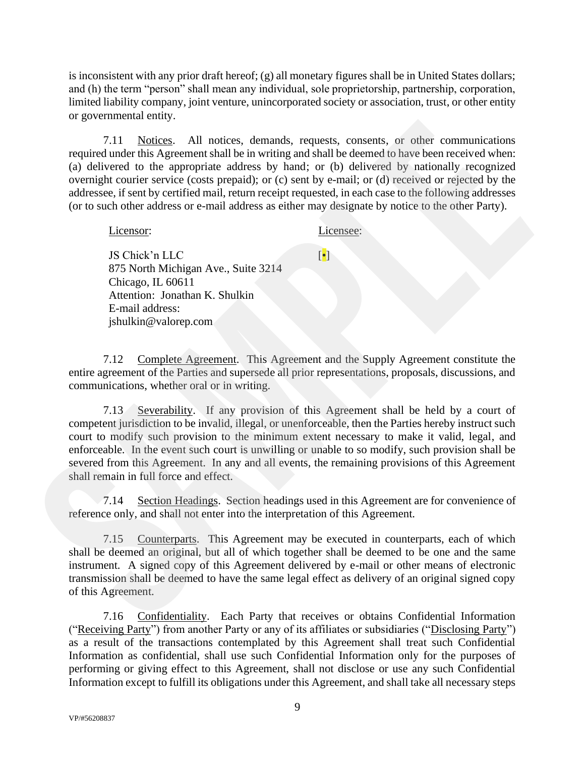is inconsistent with any prior draft hereof; (g) all monetary figures shall be in United States dollars; and (h) the term "person" shall mean any individual, sole proprietorship, partnership, corporation, limited liability company, joint venture, unincorporated society or association, trust, or other entity or governmental entity.

7.11 Notices. All notices, demands, requests, consents, or other communications required under this Agreement shall be in writing and shall be deemed to have been received when: (a) delivered to the appropriate address by hand; or (b) delivered by nationally recognized overnight courier service (costs prepaid); or (c) sent by e-mail; or (d) received or rejected by the addressee, if sent by certified mail, return receipt requested, in each case to the following addresses (or to such other address or e-mail address as either may designate by notice to the other Party).

| Licensor: | Licensee: |
|---|---|
| JS Chick'n LLC<br>875 North Michigan Ave., Suite 3214<br>Chicago, IL 60611<br>Attention: Jonathan K. Shulkin<br>E-mail address:<br>jshulkin@valorep.com | [•] |

7.12 Complete Agreement. This Agreement and the Supply Agreement constitute the entire agreement of the Parties and supersede all prior representations, proposals, discussions, and communications, whether oral or in writing.

7.13 Severability. If any provision of this Agreement shall be held by a court of competent jurisdiction to be invalid, illegal, or unenforceable, then the Parties hereby instruct such court to modify such provision to the minimum extent necessary to make it valid, legal, and enforceable. In the event such court is unwilling or unable to so modify, such provision shall be severed from this Agreement. In any and all events, the remaining provisions of this Agreement shall remain in full force and effect.

7.14 Section Headings. Section headings used in this Agreement are for convenience of reference only, and shall not enter into the interpretation of this Agreement.

7.15 Counterparts. This Agreement may be executed in counterparts, each of which shall be deemed an original, but all of which together shall be deemed to be one and the same instrument. A signed copy of this Agreement delivered by e-mail or other means of electronic transmission shall be deemed to have the same legal effect as delivery of an original signed copy of this Agreement.

7.16 Confidentiality. Each Party that receives or obtains Confidential Information ("Receiving Party") from another Party or any of its affiliates or subsidiaries ("Disclosing Party") as a result of the transactions contemplated by this Agreement shall treat such Confidential Information as confidential, shall use such Confidential Information only for the purposes of performing or giving effect to this Agreement, shall not disclose or use any such Confidential Information except to fulfill its obligations under this Agreement, and shall take all necessary steps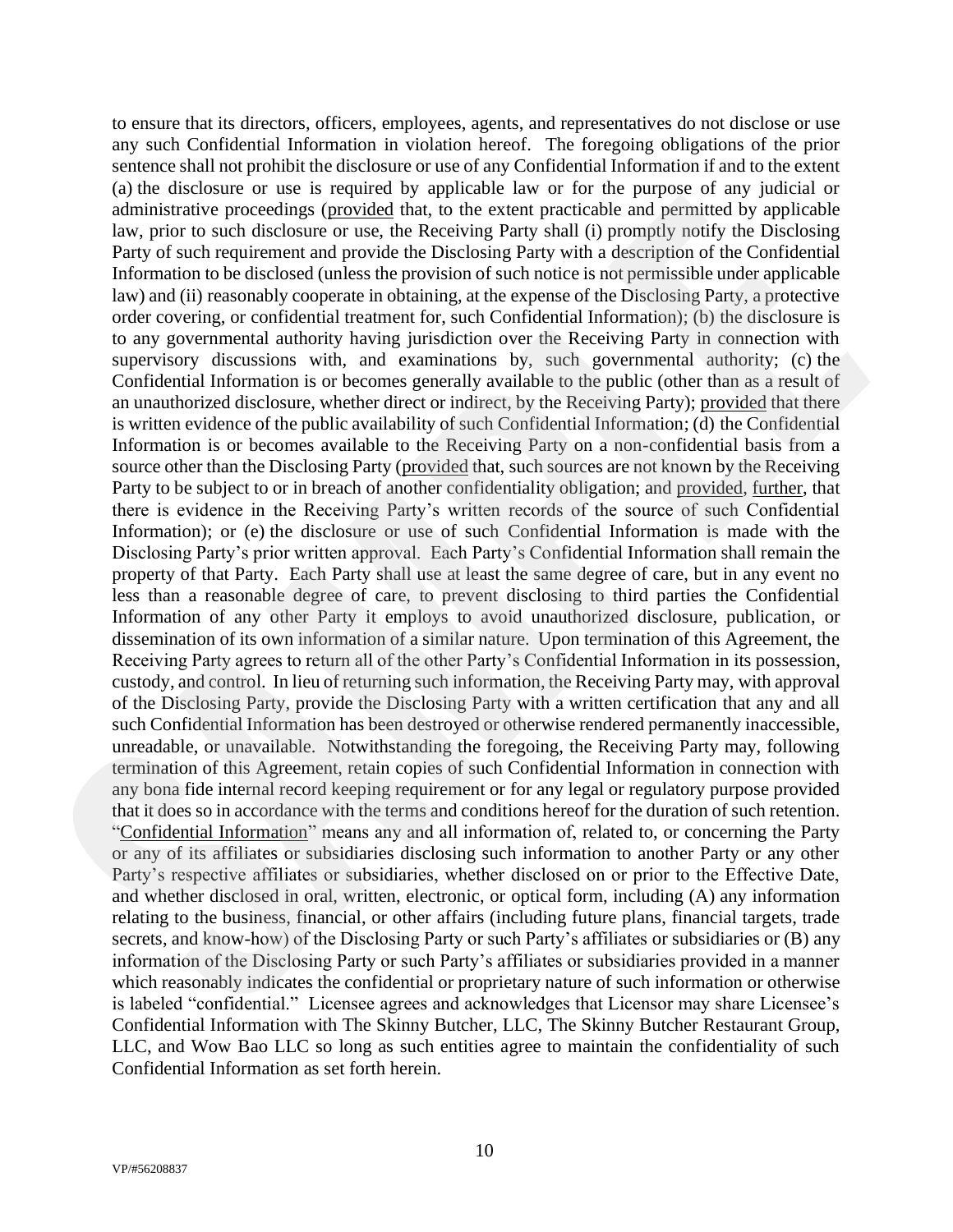to ensure that its directors, officers, employees, agents, and representatives do not disclose or use any such Confidential Information in violation hereof. The foregoing obligations of the prior sentence shall not prohibit the disclosure or use of any Confidential Information if and to the extent (a) the disclosure or use is required by applicable law or for the purpose of any judicial or administrative proceedings (provided that, to the extent practicable and permitted by applicable law, prior to such disclosure or use, the Receiving Party shall (i) promptly notify the Disclosing Party of such requirement and provide the Disclosing Party with a description of the Confidential Information to be disclosed (unless the provision of such notice is not permissible under applicable law) and (ii) reasonably cooperate in obtaining, at the expense of the Disclosing Party, a protective order covering, or confidential treatment for, such Confidential Information); (b) the disclosure is to any governmental authority having jurisdiction over the Receiving Party in connection with supervisory discussions with, and examinations by, such governmental authority; (c) the Confidential Information is or becomes generally available to the public (other than as a result of an unauthorized disclosure, whether direct or indirect, by the Receiving Party); provided that there is written evidence of the public availability of such Confidential Information; (d) the Confidential Information is or becomes available to the Receiving Party on a non-confidential basis from a source other than the Disclosing Party (provided that, such sources are not known by the Receiving Party to be subject to or in breach of another confidentiality obligation; and provided, further, that there is evidence in the Receiving Party's written records of the source of such Confidential Information); or (e) the disclosure or use of such Confidential Information is made with the Disclosing Party's prior written approval. Each Party's Confidential Information shall remain the property of that Party. Each Party shall use at least the same degree of care, but in any event no less than a reasonable degree of care, to prevent disclosing to third parties the Confidential Information of any other Party it employs to avoid unauthorized disclosure, publication, or dissemination of its own information of a similar nature. Upon termination of this Agreement, the Receiving Party agrees to return all of the other Party's Confidential Information in its possession, custody, and control. In lieu of returning such information, the Receiving Party may, with approval of the Disclosing Party, provide the Disclosing Party with a written certification that any and all such Confidential Information has been destroyed or otherwise rendered permanently inaccessible, unreadable, or unavailable. Notwithstanding the foregoing, the Receiving Party may, following termination of this Agreement, retain copies of such Confidential Information in connection with any bona fide internal record keeping requirement or for any legal or regulatory purpose provided that it does so in accordance with the terms and conditions hereof for the duration of such retention. "Confidential Information" means any and all information of, related to, or concerning the Party or any of its affiliates or subsidiaries disclosing such information to another Party or any other Party's respective affiliates or subsidiaries, whether disclosed on or prior to the Effective Date, and whether disclosed in oral, written, electronic, or optical form, including (A) any information relating to the business, financial, or other affairs (including future plans, financial targets, trade secrets, and know-how) of the Disclosing Party or such Party's affiliates or subsidiaries or (B) any information of the Disclosing Party or such Party's affiliates or subsidiaries provided in a manner which reasonably indicates the confidential or proprietary nature of such information or otherwise is labeled "confidential." Licensee agrees and acknowledges that Licensor may share Licensee's Confidential Information with The Skinny Butcher, LLC, The Skinny Butcher Restaurant Group, LLC, and Wow Bao LLC so long as such entities agree to maintain the confidentiality of such Confidential Information as set forth herein.

VP/#56208837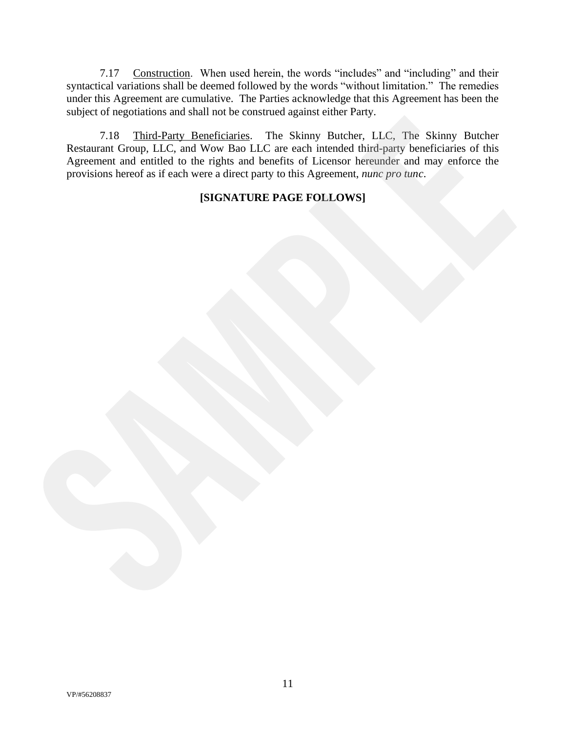7.17 Construction. When used herein, the words “includes” and “including” and their syntactical variations shall be deemed followed by the words “without limitation.” The remedies under this Agreement are cumulative. The Parties acknowledge that this Agreement has been the subject of negotiations and shall not be construed against either Party.

7.18 Third-Party Beneficiaries. The Skinny Butcher, LLC, The Skinny Butcher Restaurant Group, LLC, and Wow Bao LLC are each intended third-party beneficiaries of this Agreement and entitled to the rights and benefits of Licensor hereunder and may enforce the provisions hereof as if each were a direct party to this Agreement, *nunc pro tunc*.

**[SIGNATURE PAGE FOLLOWS]**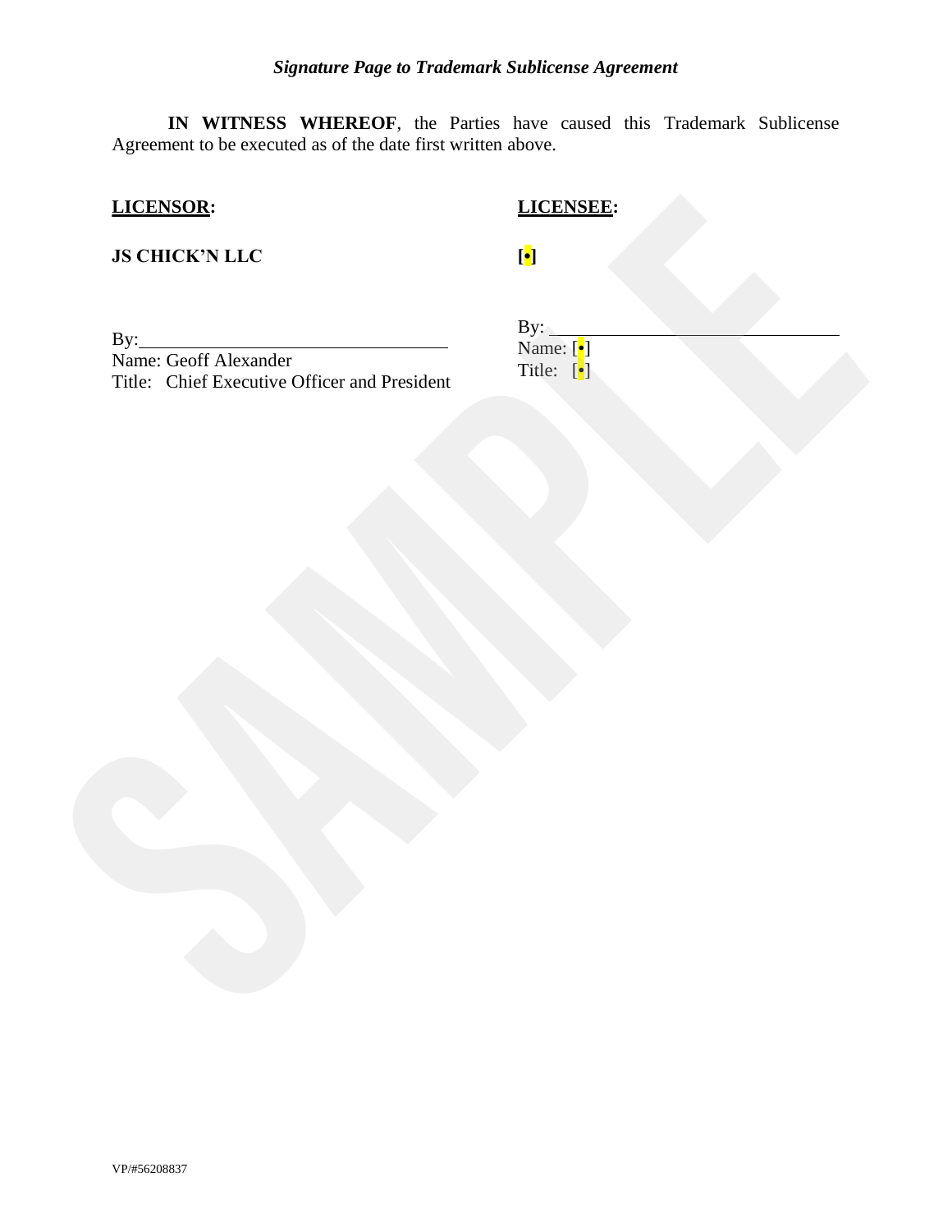*Signature Page to Trademark Sublicense Agreement*

**IN WITNESS WHEREOF**, the Parties have caused this Trademark Sublicense Agreement to be executed as of the date first written above.

| **LICENSOR:** | **LICENSEE:** |
|---|---|
| **JS CHICK'N LLC** | **[•]** |
| By:\_\_\_\_\_\_\_\_\_\_\_\_\_\_\_\_\_\_\_\_\_\_\_\_\_\_\_\_\_\_ | By: \_\_\_\_\_\_\_\_\_\_\_\_\_\_\_\_\_\_\_\_\_\_\_\_\_\_\_\_\_\_ |
| Name: Geoff Alexander | Name: [•] |
| Title: Chief Executive Officer and President | Title: [•] |

VP/#56208837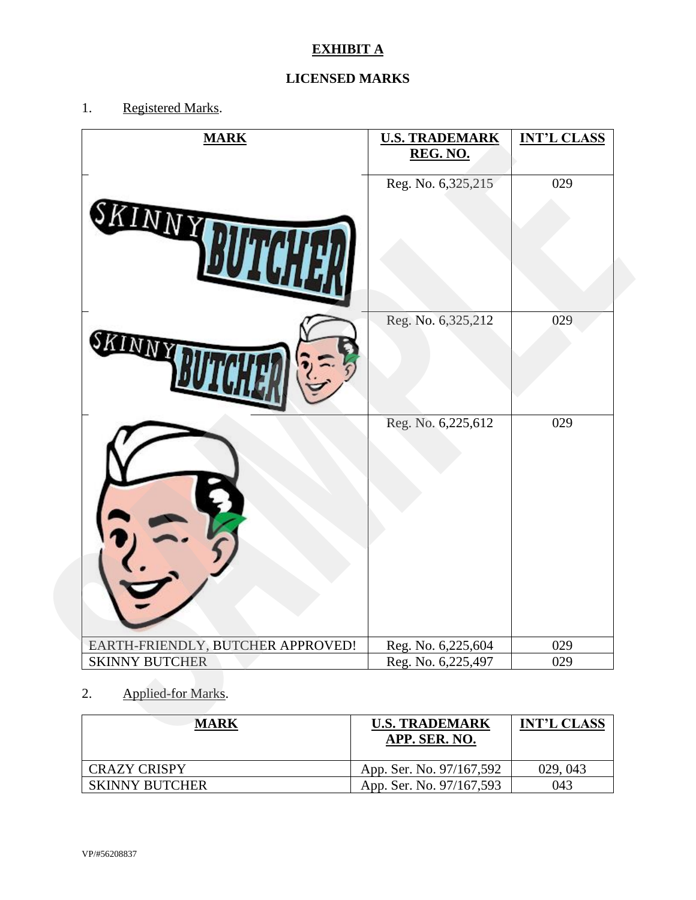# EXHIBIT A

## LICENSED MARKS

1. Registered Marks.

| MARK | U.S. TRADEMARK REG. NO. | INT'L CLASS |
|---|---|---|
| | Reg. No. 6,325,215 | 029 |
| | Reg. No. 6,325,212 | 029 |
| | Reg. No. 6,225,612 | 029 |
| EARTH-FRIENDLY, BUTCHER APPROVED! | Reg. No. 6,225,604 | 029 |
| SKINNY BUTCHER | Reg. No. 6,225,497 | 029 |

2. Applied-for Marks.

| MARK | U.S. TRADEMARK APP. SER. NO. | INT'L CLASS |
|---|---|---|
| CRAZY CRISPY | App. Ser. No. 97/167,592 | 029, 043 |
| SKINNY BUTCHER | App. Ser. No. 97/167,593 | 043 |

VP/#56208837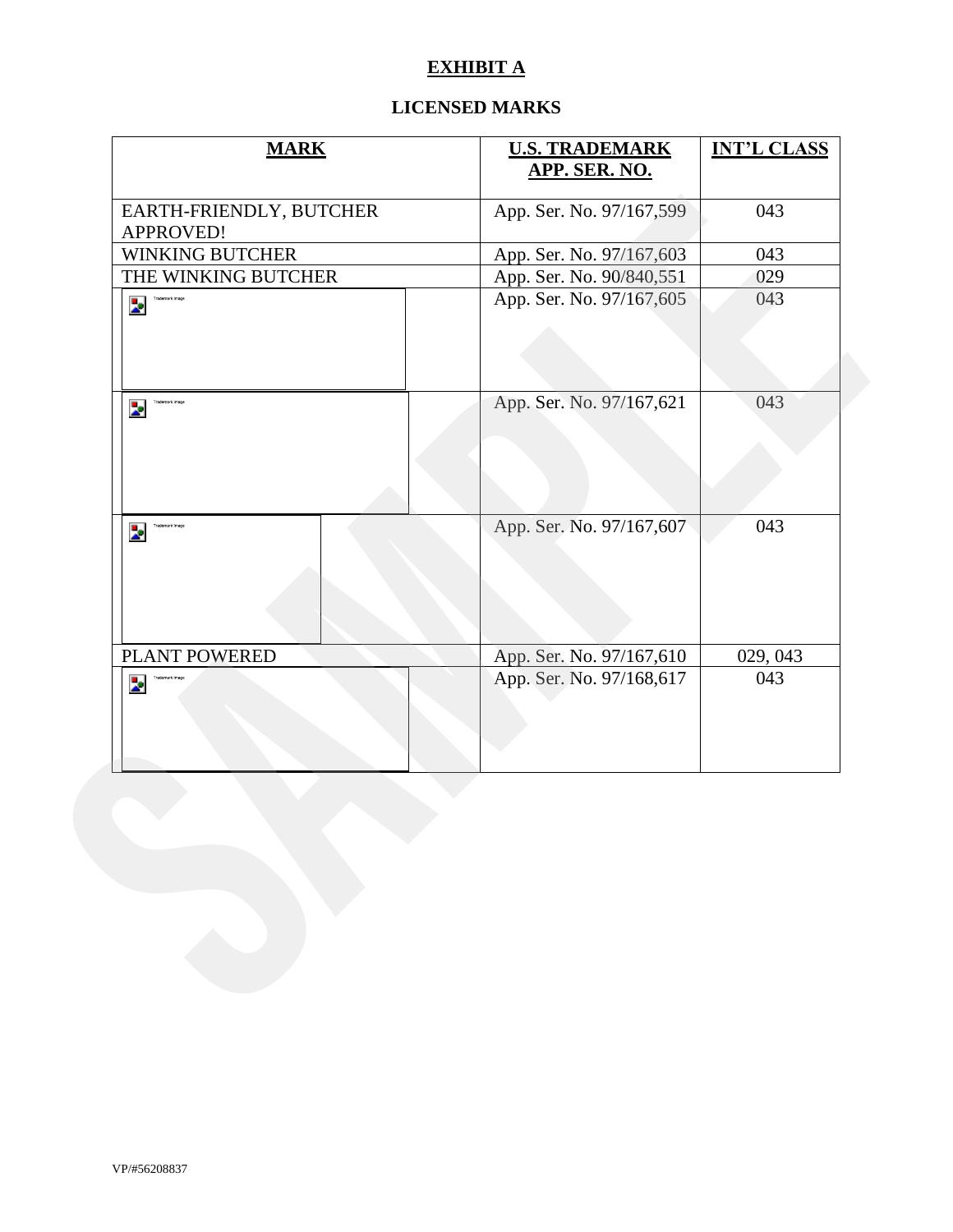# EXHIBIT A

## LICENSED MARKS

| MARK | U.S. TRADEMARK APP. SER. NO. | INT'L CLASS |
|---|---|---|
| EARTH-FRIENDLY, BUTCHER APPROVED! | App. Ser. No. 97/167,599 | 043 |
| WINKING BUTCHER | App. Ser. No. 97/167,603 | 043 |
| THE WINKING BUTCHER | App. Ser. No. 90/840,551 | 029 |
| Trademark image | App. Ser. No. 97/167,605 | 043 |
| Trademark image | App. Ser. No. 97/167,621 | 043 |
| Trademark image | App. Ser. No. 97/167,607 | 043 |
| PLANT POWERED | App. Ser. No. 97/167,610 | 029, 043 |
| Trademark image | App. Ser. No. 97/168,617 | 043 |

VP/#56208837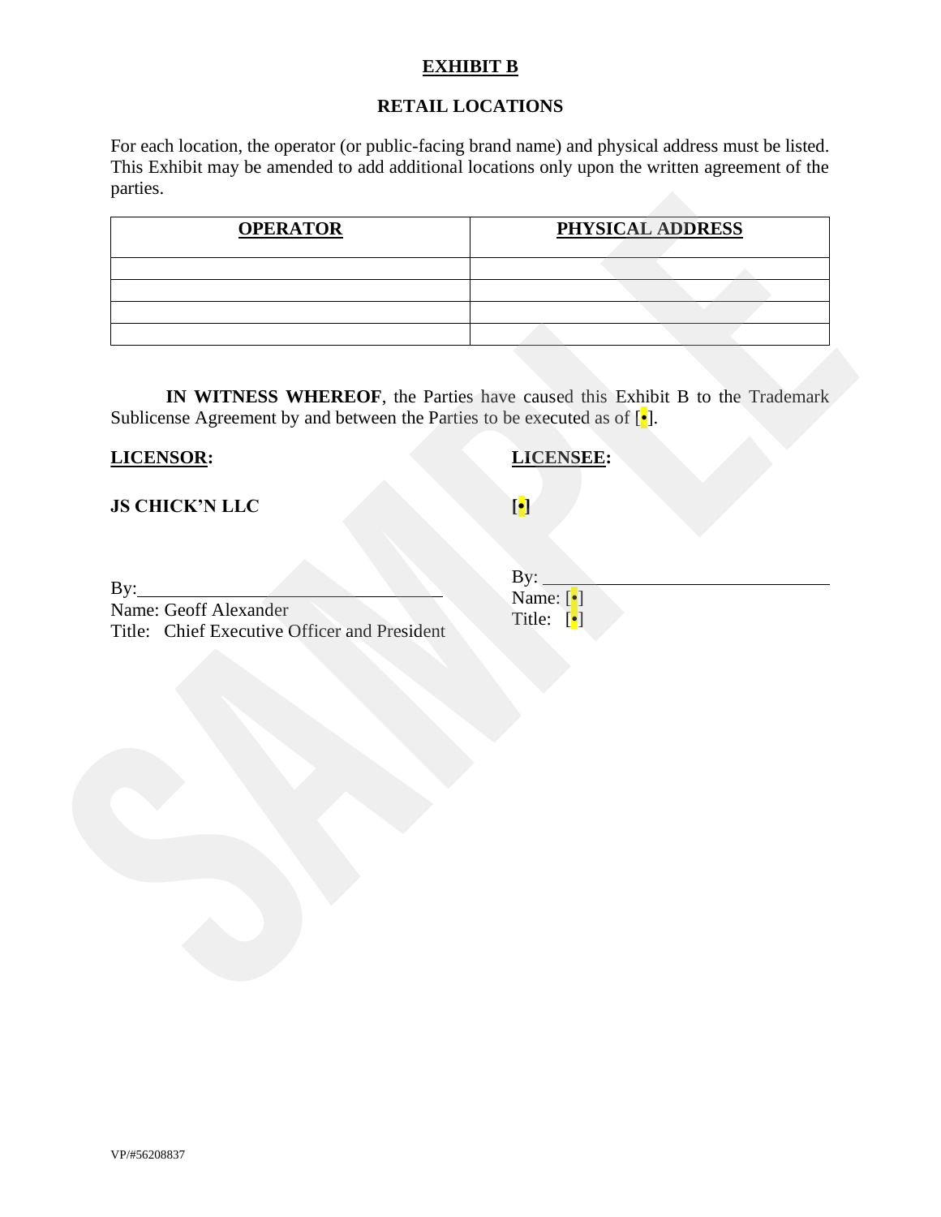# EXHIBIT B

## RETAIL LOCATIONS

For each location, the operator (or public-facing brand name) and physical address must be listed. This Exhibit may be amended to add additional locations only upon the written agreement of the parties.

| OPERATOR | PHYSICAL ADDRESS |
|---|---|
| | |
| | |
| | |
| | |

**IN WITNESS WHEREOF**, the Parties have caused this Exhibit B to the Trademark Sublicense Agreement by and between the Parties to be executed as of [•].

**LICENSOR:**

**JS CHICK'N LLC**

By:\_\_\_\_\_\_\_\_\_\_\_\_\_\_\_\_\_\_\_\_\_\_\_\_\_\_\_\_
Name: Geoff Alexander
Title: Chief Executive Officer and President

**LICENSEE:**

**[•]**

By: \_\_\_\_\_\_\_\_\_\_\_\_\_\_\_\_\_\_\_\_\_\_\_\_\_\_\_\_
Name: [•]
Title: [•]

VP/#56208837